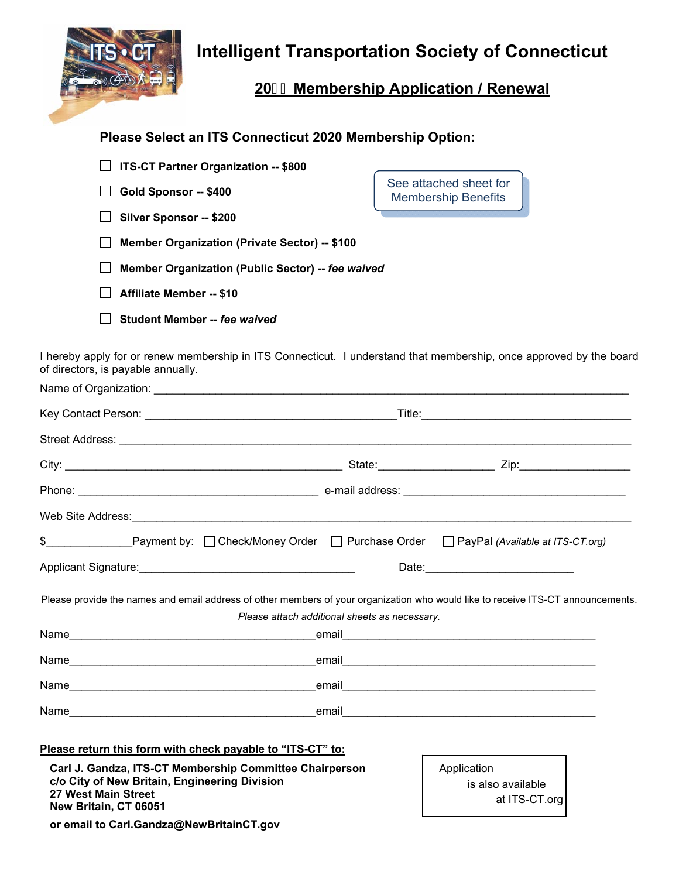# Intelligent Transportation Society of Connecticut

## 20   Membership Application / Renewal

**Please Select an ITS Connecticut 2020 Membership Option:**

- ☐ **ITS-CT Partner Organization -- $800**
- ☐ **Gold Sponsor -- $400**
- ☐ **Silver Sponsor -- $200**
- ☐ **Member Organization (Private Sector) -- $100**
- ☐ **Member Organization (Public Sector) --** ***fee waived***
- ☐ **Affiliate Member -- $10**
- ☐ **Student Member --** ***fee waived***

See attached sheet for Membership Benefits

I hereby apply for or renew membership in ITS Connecticut. I understand that membership, once approved by the board of directors, is payable annually.

Name of Organization: ____________________________________________

Key Contact Person: ______________________________ Title: ______________________

Street Address: ____________________________________________

City: ______________________________ State: ______________ Zip: ______________

Phone: ______________________________ e-mail address: ______________________________

Web Site Address: ____________________________________________

$______________ Payment by: ☐ Check/Money Order ☐ Purchase Order ☐ PayPal *(Available at ITS-CT.org)*

Applicant Signature: ______________________________ Date: ______________________

Please provide the names and email address of other members of your organization who would like to receive ITS-CT announcements.

*Please attach additional sheets as necessary.*

Name ______________________________ email ______________________________

Name ______________________________ email ______________________________

Name ______________________________ email ______________________________

Name ______________________________ email ______________________________

**Please return this form with check payable to "ITS-CT" to:**

**Carl J. Gandza, ITS-CT Membership Committee Chairperson**
**c/o City of New Britain, Engineering Division**
**27 West Main Street**
**New Britain, CT 06051**

**or email to Carl.Gandza@NewBritainCT.gov**

Application is also available at ITS-CT.org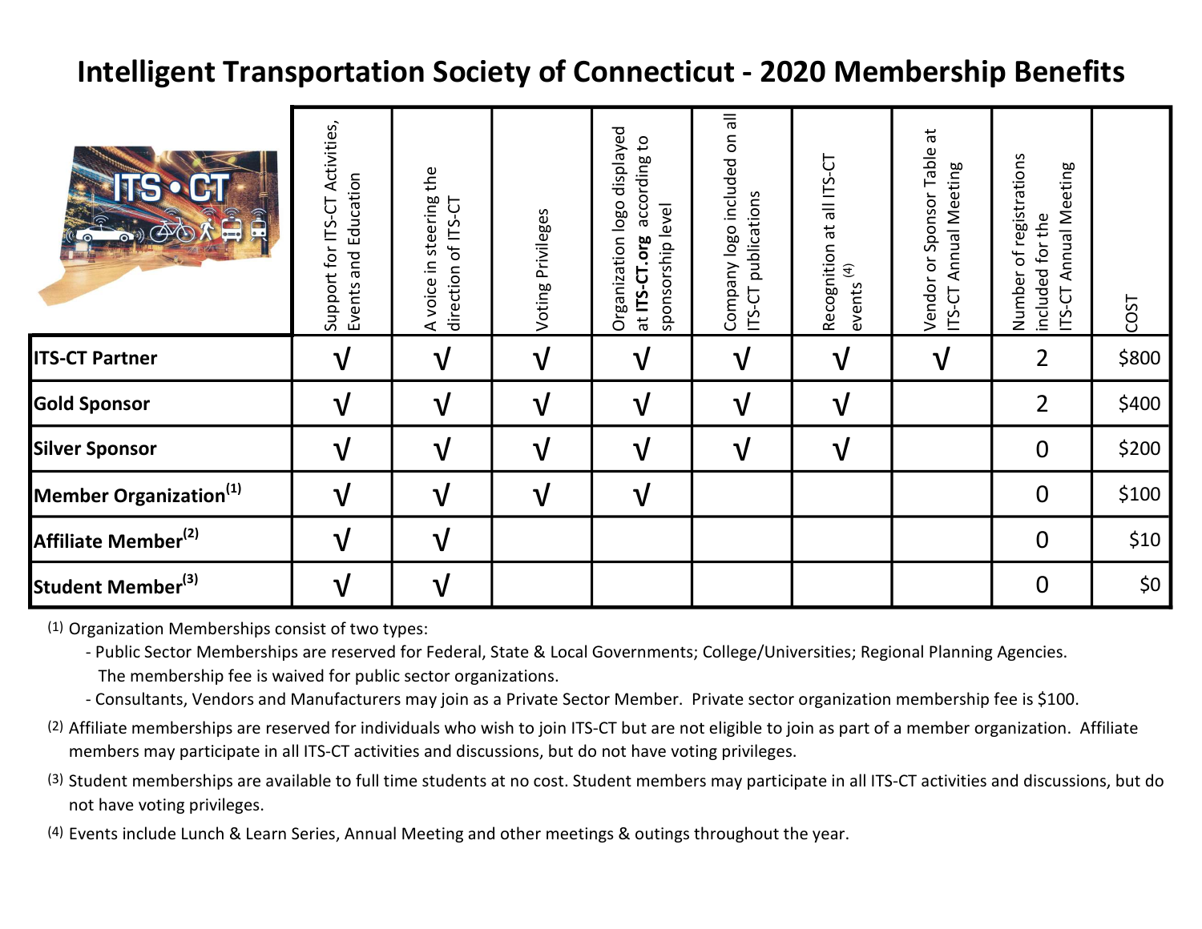# Intelligent Transportation Society of Connecticut - 2020 Membership Benefits

| | Support for ITS-CT Activities, Events and Education | A voice in steering the direction of ITS-CT | Voting Privileges | Organization logo displayed at **ITS-CT.org** according to sponsorship level | Company logo included on all ITS-CT publications | Recognition at all ITS-CT events (4) | Vendor or Sponsor Table at ITS-CT Annual Meeting | Number of registrations included for the ITS-CT Annual Meeting | COST |
|---|---|---|---|---|---|---|---|---|---|
| **ITS-CT Partner** | √ | √ | √ | √ | √ | √ | √ | 2 | $800 |
| **Gold Sponsor** | √ | √ | √ | √ | √ | √ | | 2 | $400 |
| **Silver Sponsor** | √ | √ | √ | √ | √ | √ | | 0 | $200 |
| **Member Organization(1)** | √ | √ | √ | √ | | | | 0 | $100 |
| **Affiliate Member(2)** | √ | √ | | | | | | 0 | $10 |
| **Student Member(3)** | √ | √ | | | | | | 0 | $0 |

(1) Organization Memberships consist of two types:

- Public Sector Memberships are reserved for Federal, State & Local Governments; College/Universities; Regional Planning Agencies. The membership fee is waived for public sector organizations.
- Consultants, Vendors and Manufacturers may join as a Private Sector Member. Private sector organization membership fee is $100.

(2) Affiliate memberships are reserved for individuals who wish to join ITS-CT but are not eligible to join as part of a member organization. Affiliate members may participate in all ITS-CT activities and discussions, but do not have voting privileges.

(3) Student memberships are available to full time students at no cost. Student members may participate in all ITS-CT activities and discussions, but do not have voting privileges.

(4) Events include Lunch & Learn Series, Annual Meeting and other meetings & outings throughout the year.